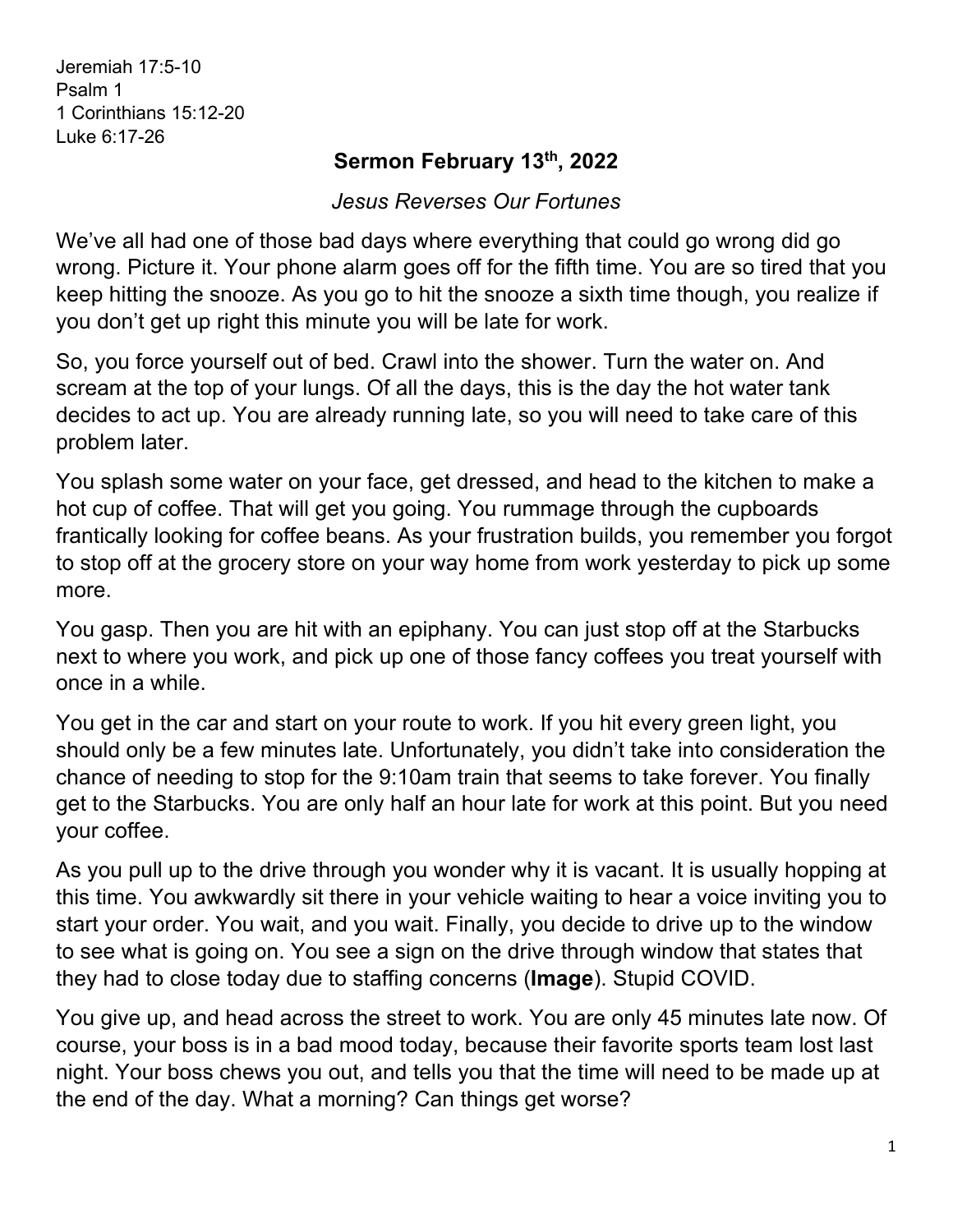Jeremiah 17:5-10
Psalm 1
1 Corinthians 15:12-20
Luke 6:17-26

## Sermon February 13th, 2022

*Jesus Reverses Our Fortunes*

We've all had one of those bad days where everything that could go wrong did go wrong. Picture it. Your phone alarm goes off for the fifth time. You are so tired that you keep hitting the snooze. As you go to hit the snooze a sixth time though, you realize if you don't get up right this minute you will be late for work.

So, you force yourself out of bed. Crawl into the shower. Turn the water on. And scream at the top of your lungs. Of all the days, this is the day the hot water tank decides to act up. You are already running late, so you will need to take care of this problem later.

You splash some water on your face, get dressed, and head to the kitchen to make a hot cup of coffee. That will get you going. You rummage through the cupboards frantically looking for coffee beans. As your frustration builds, you remember you forgot to stop off at the grocery store on your way home from work yesterday to pick up some more.

You gasp. Then you are hit with an epiphany. You can just stop off at the Starbucks next to where you work, and pick up one of those fancy coffees you treat yourself with once in a while.

You get in the car and start on your route to work. If you hit every green light, you should only be a few minutes late. Unfortunately, you didn't take into consideration the chance of needing to stop for the 9:10am train that seems to take forever. You finally get to the Starbucks. You are only half an hour late for work at this point. But you need your coffee.

As you pull up to the drive through you wonder why it is vacant. It is usually hopping at this time. You awkwardly sit there in your vehicle waiting to hear a voice inviting you to start your order. You wait, and you wait. Finally, you decide to drive up to the window to see what is going on. You see a sign on the drive through window that states that they had to close today due to staffing concerns (**Image**). Stupid COVID.

You give up, and head across the street to work. You are only 45 minutes late now. Of course, your boss is in a bad mood today, because their favorite sports team lost last night. Your boss chews you out, and tells you that the time will need to be made up at the end of the day. What a morning? Can things get worse?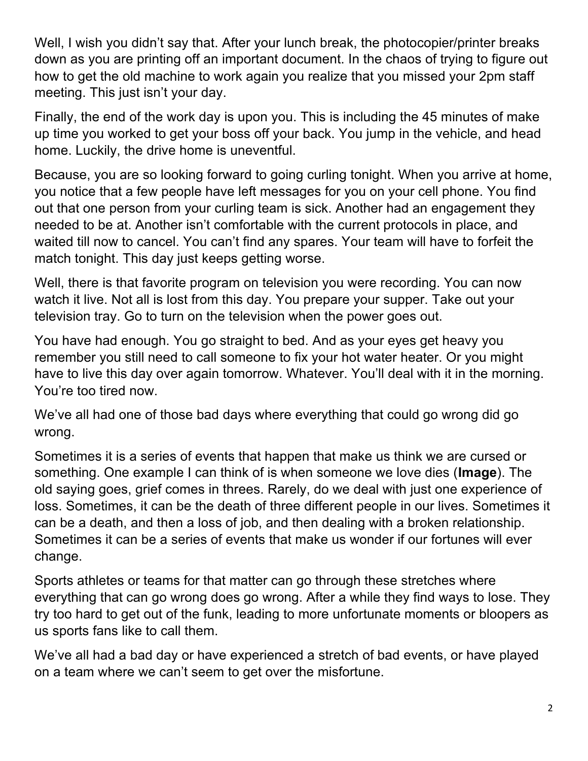Well, I wish you didn't say that. After your lunch break, the photocopier/printer breaks down as you are printing off an important document. In the chaos of trying to figure out how to get the old machine to work again you realize that you missed your 2pm staff meeting. This just isn't your day.

Finally, the end of the work day is upon you. This is including the 45 minutes of make up time you worked to get your boss off your back. You jump in the vehicle, and head home. Luckily, the drive home is uneventful.

Because, you are so looking forward to going curling tonight. When you arrive at home, you notice that a few people have left messages for you on your cell phone. You find out that one person from your curling team is sick. Another had an engagement they needed to be at. Another isn't comfortable with the current protocols in place, and waited till now to cancel. You can't find any spares. Your team will have to forfeit the match tonight. This day just keeps getting worse.

Well, there is that favorite program on television you were recording. You can now watch it live. Not all is lost from this day. You prepare your supper. Take out your television tray. Go to turn on the television when the power goes out.

You have had enough. You go straight to bed. And as your eyes get heavy you remember you still need to call someone to fix your hot water heater. Or you might have to live this day over again tomorrow. Whatever. You'll deal with it in the morning. You're too tired now.

We've all had one of those bad days where everything that could go wrong did go wrong.

Sometimes it is a series of events that happen that make us think we are cursed or something. One example I can think of is when someone we love dies (**Image**). The old saying goes, grief comes in threes. Rarely, do we deal with just one experience of loss. Sometimes, it can be the death of three different people in our lives. Sometimes it can be a death, and then a loss of job, and then dealing with a broken relationship. Sometimes it can be a series of events that make us wonder if our fortunes will ever change.

Sports athletes or teams for that matter can go through these stretches where everything that can go wrong does go wrong. After a while they find ways to lose. They try too hard to get out of the funk, leading to more unfortunate moments or bloopers as us sports fans like to call them.

We've all had a bad day or have experienced a stretch of bad events, or have played on a team where we can't seem to get over the misfortune.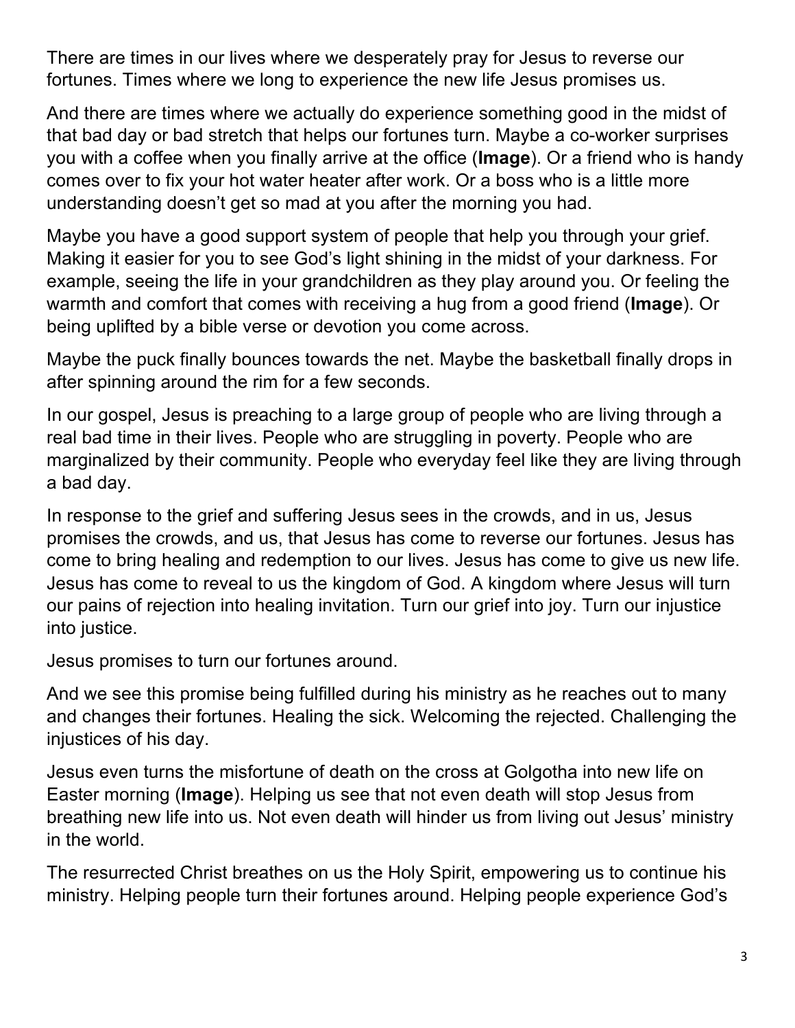There are times in our lives where we desperately pray for Jesus to reverse our fortunes. Times where we long to experience the new life Jesus promises us.

And there are times where we actually do experience something good in the midst of that bad day or bad stretch that helps our fortunes turn. Maybe a co-worker surprises you with a coffee when you finally arrive at the office (**Image**). Or a friend who is handy comes over to fix your hot water heater after work. Or a boss who is a little more understanding doesn't get so mad at you after the morning you had.

Maybe you have a good support system of people that help you through your grief. Making it easier for you to see God's light shining in the midst of your darkness. For example, seeing the life in your grandchildren as they play around you. Or feeling the warmth and comfort that comes with receiving a hug from a good friend (**Image**). Or being uplifted by a bible verse or devotion you come across.

Maybe the puck finally bounces towards the net. Maybe the basketball finally drops in after spinning around the rim for a few seconds.

In our gospel, Jesus is preaching to a large group of people who are living through a real bad time in their lives. People who are struggling in poverty. People who are marginalized by their community. People who everyday feel like they are living through a bad day.

In response to the grief and suffering Jesus sees in the crowds, and in us, Jesus promises the crowds, and us, that Jesus has come to reverse our fortunes. Jesus has come to bring healing and redemption to our lives. Jesus has come to give us new life. Jesus has come to reveal to us the kingdom of God. A kingdom where Jesus will turn our pains of rejection into healing invitation. Turn our grief into joy. Turn our injustice into justice.

Jesus promises to turn our fortunes around.

And we see this promise being fulfilled during his ministry as he reaches out to many and changes their fortunes. Healing the sick. Welcoming the rejected. Challenging the injustices of his day.

Jesus even turns the misfortune of death on the cross at Golgotha into new life on Easter morning (**Image**). Helping us see that not even death will stop Jesus from breathing new life into us. Not even death will hinder us from living out Jesus' ministry in the world.

The resurrected Christ breathes on us the Holy Spirit, empowering us to continue his ministry. Helping people turn their fortunes around. Helping people experience God's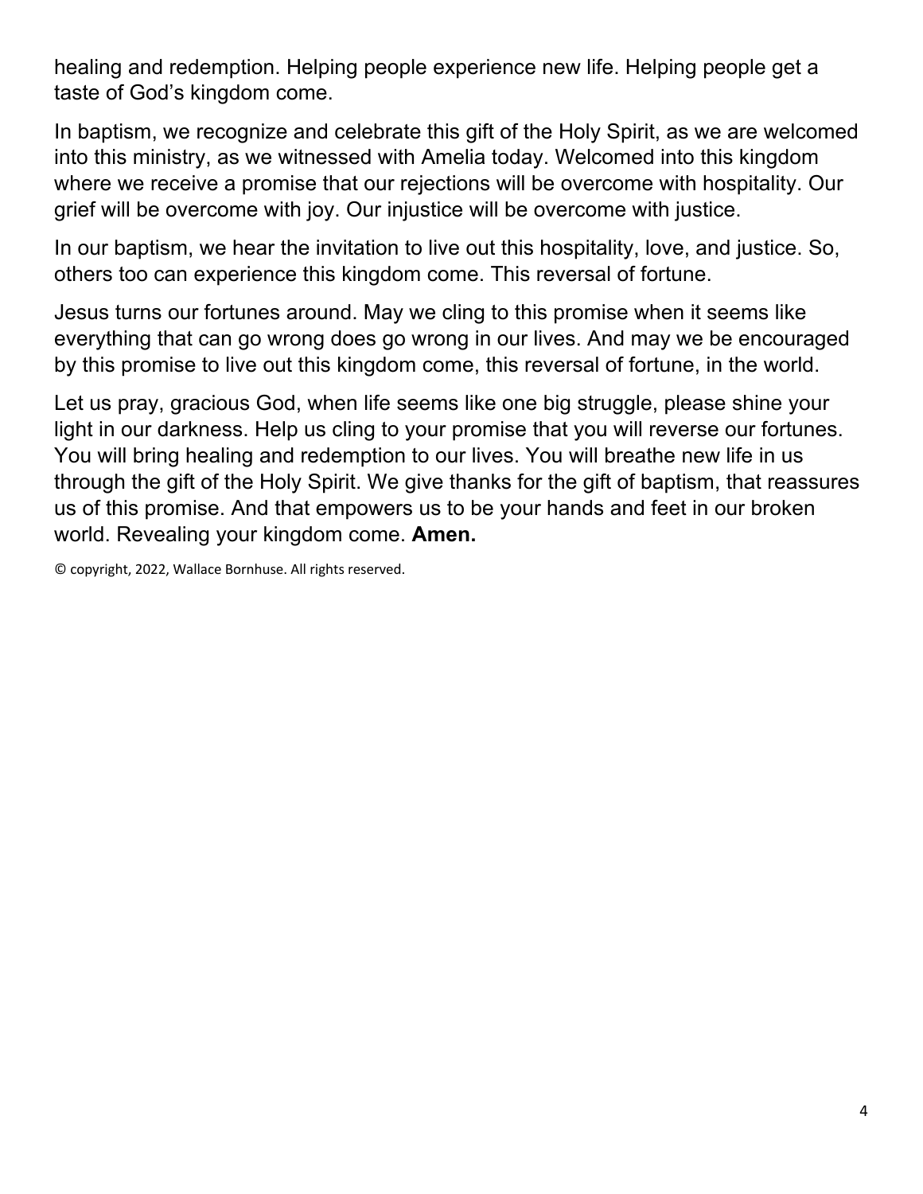healing and redemption. Helping people experience new life. Helping people get a taste of God's kingdom come.

In baptism, we recognize and celebrate this gift of the Holy Spirit, as we are welcomed into this ministry, as we witnessed with Amelia today. Welcomed into this kingdom where we receive a promise that our rejections will be overcome with hospitality. Our grief will be overcome with joy. Our injustice will be overcome with justice.

In our baptism, we hear the invitation to live out this hospitality, love, and justice. So, others too can experience this kingdom come. This reversal of fortune.

Jesus turns our fortunes around. May we cling to this promise when it seems like everything that can go wrong does go wrong in our lives. And may we be encouraged by this promise to live out this kingdom come, this reversal of fortune, in the world.

Let us pray, gracious God, when life seems like one big struggle, please shine your light in our darkness. Help us cling to your promise that you will reverse our fortunes. You will bring healing and redemption to our lives. You will breathe new life in us through the gift of the Holy Spirit. We give thanks for the gift of baptism, that reassures us of this promise. And that empowers us to be your hands and feet in our broken world. Revealing your kingdom come. **Amen.**

© copyright, 2022, Wallace Bornhuse. All rights reserved.